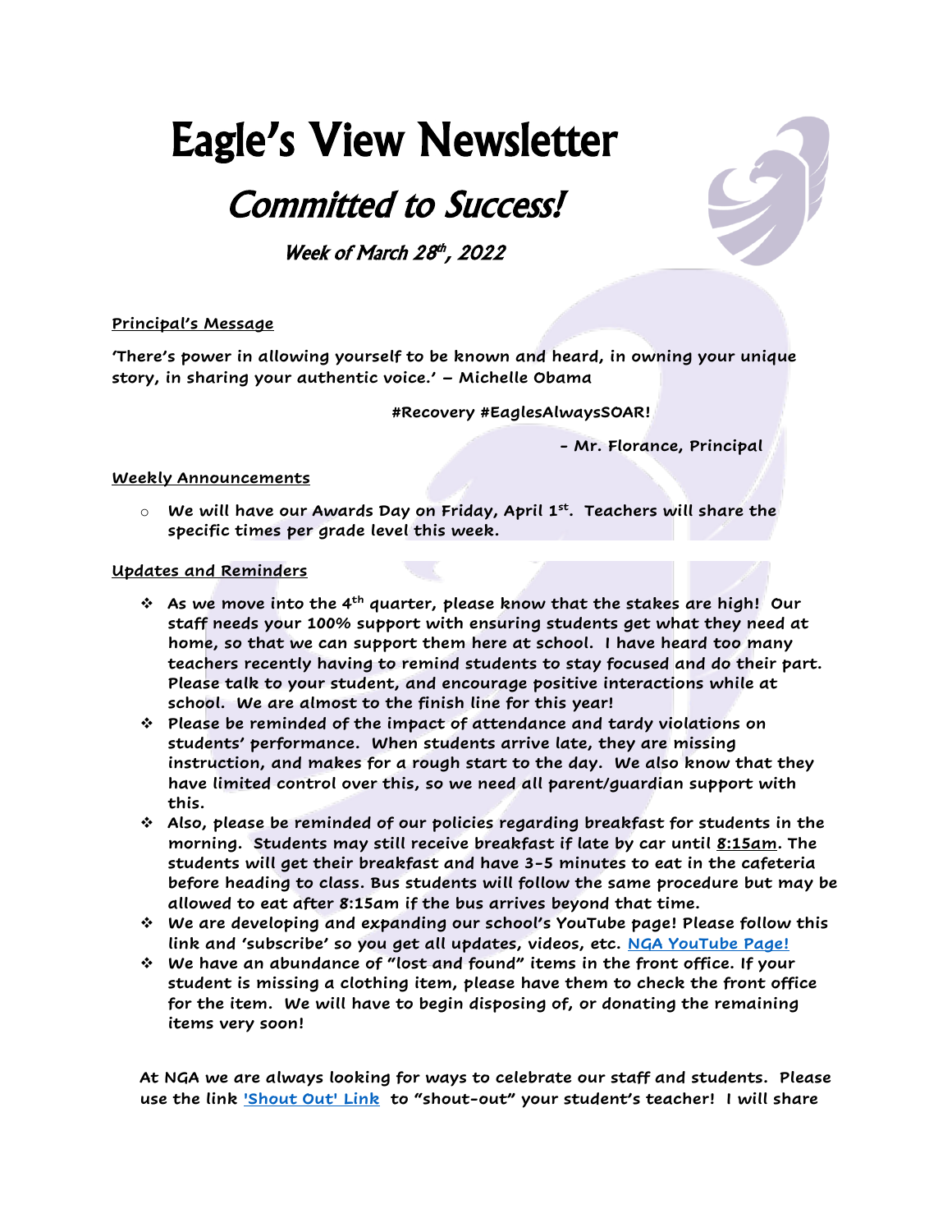# Eagle's View Newsletter

## *Committed to Success!*

*Week of March 28th, 2022*

**Principal's Message**

**'There's power in allowing yourself to be known and heard, in owning your unique story, in sharing your authentic voice.' – Michelle Obama**

**#Recovery #EaglesAlwaysSOAR!**

**- Mr. Florance, Principal**

**Weekly Announcements**

- **We will have our Awards Day on Friday, April 1st. Teachers will share the specific times per grade level this week.**

**Updates and Reminders**

- **As we move into the 4th quarter, please know that the stakes are high! Our staff needs your 100% support with ensuring students get what they need at home, so that we can support them here at school. I have heard too many teachers recently having to remind students to stay focused and do their part. Please talk to your student, and encourage positive interactions while at school. We are almost to the finish line for this year!**
- **Please be reminded of the impact of attendance and tardy violations on students' performance. When students arrive late, they are missing instruction, and makes for a rough start to the day. We also know that they have limited control over this, so we need all parent/guardian support with this.**
- **Also, please be reminded of our policies regarding breakfast for students in the morning. Students may still receive breakfast if late by car until 8:15am. The students will get their breakfast and have 3-5 minutes to eat in the cafeteria before heading to class. Bus students will follow the same procedure but may be allowed to eat after 8:15am if the bus arrives beyond that time.**
- **We are developing and expanding our school's YouTube page! Please follow this link and 'subscribe' so you get all updates, videos, etc. NGA YouTube Page!**
- **We have an abundance of "lost and found" items in the front office. If your student is missing a clothing item, please have them to check the front office for the item. We will have to begin disposing of, or donating the remaining items very soon!**

**At NGA we are always looking for ways to celebrate our staff and students. Please use the link 'Shout Out' Link to "shout-out" your student's teacher! I will share**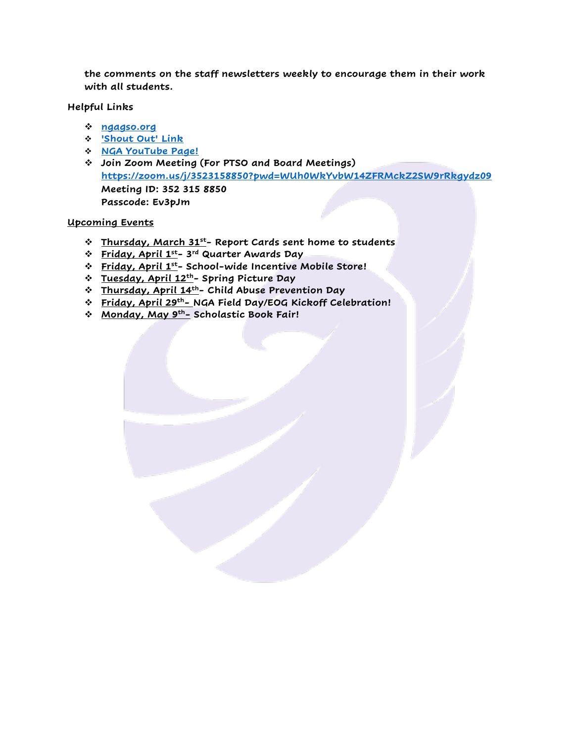**the comments on the staff newsletters weekly to encourage them in their work with all students.**

**Helpful Links**

- ngagso.org
- 'Shout Out' Link
- NGA YouTube Page!
- **Join Zoom Meeting (For PTSO and Board Meetings)**
  https://zoom.us/j/3523158850?pwd=WUh0WkYvbW14ZFRMckZ2SW9rRkgydz09
  **Meeting ID: 352 315 8850**
  **Passcode: Ev3pJm**

**Upcoming Events**

- **Thursday, March 31st- Report Cards sent home to students**
- **Friday, April 1st- 3rd Quarter Awards Day**
- **Friday, April 1st- School-wide Incentive Mobile Store!**
- **Tuesday, April 12th- Spring Picture Day**
- **Thursday, April 14th- Child Abuse Prevention Day**
- **Friday, April 29th- NGA Field Day/EOG Kickoff Celebration!**
- **Monday, May 9th- Scholastic Book Fair!**